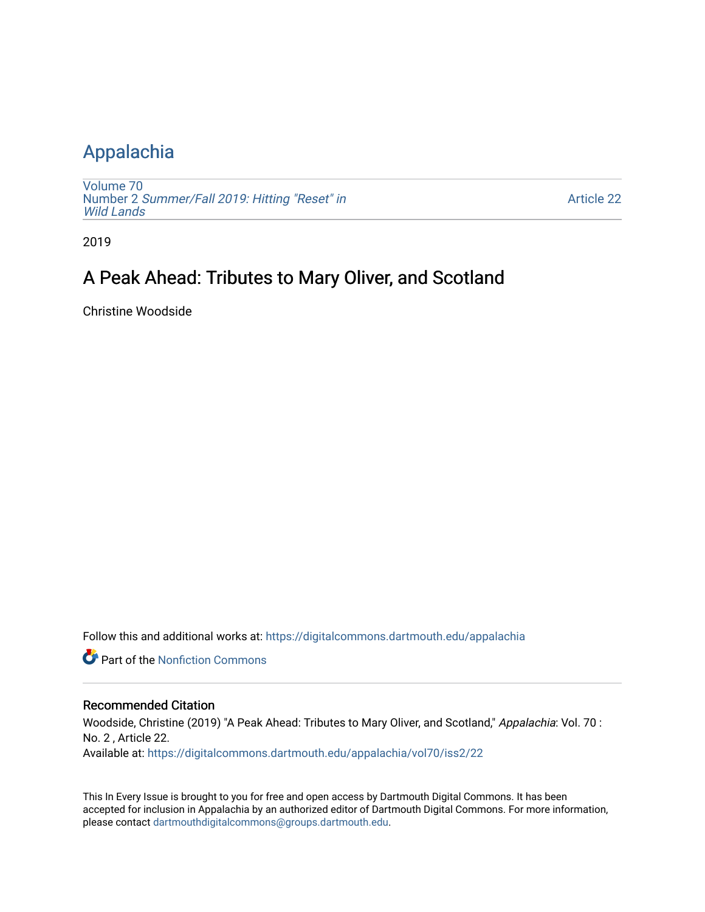# Appalachia

Volume 70
Number 2 *Summer/Fall 2019: Hitting "Reset" in Wild Lands*

Article 22

2019

## A Peak Ahead: Tributes to Mary Oliver, and Scotland

Christine Woodside

Follow this and additional works at: https://digitalcommons.dartmouth.edu/appalachia

Part of the Nonfiction Commons

### Recommended Citation

Woodside, Christine (2019) "A Peak Ahead: Tributes to Mary Oliver, and Scotland," *Appalachia*: Vol. 70 : No. 2 , Article 22.
Available at: https://digitalcommons.dartmouth.edu/appalachia/vol70/iss2/22

This In Every Issue is brought to you for free and open access by Dartmouth Digital Commons. It has been accepted for inclusion in Appalachia by an authorized editor of Dartmouth Digital Commons. For more information, please contact dartmouthdigitalcommons@groups.dartmouth.edu.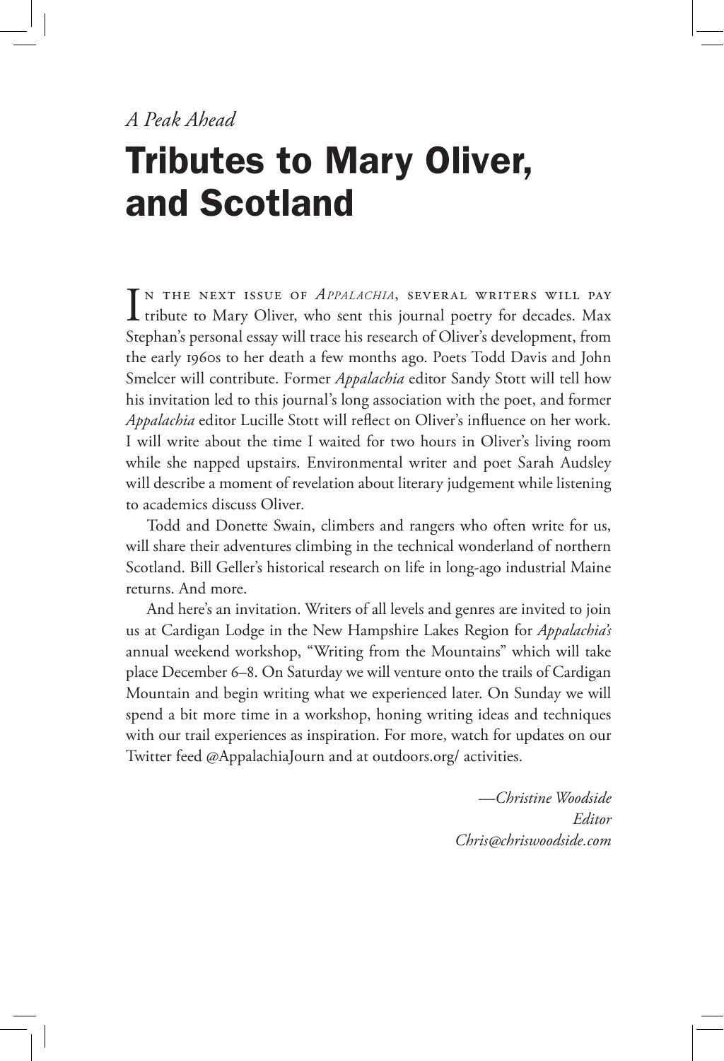*A Peak Ahead*

# Tributes to Mary Oliver, and Scotland

In the next issue of *Appalachia*, several writers will pay tribute to Mary Oliver, who sent this journal poetry for decades. Max Stephan's personal essay will trace his research of Oliver's development, from the early 1960s to her death a few months ago. Poets Todd Davis and John Smelcer will contribute. Former *Appalachia* editor Sandy Stott will tell how his invitation led to this journal's long association with the poet, and former *Appalachia* editor Lucille Stott will reflect on Oliver's influence on her work. I will write about the time I waited for two hours in Oliver's living room while she napped upstairs. Environmental writer and poet Sarah Audsley will describe a moment of revelation about literary judgement while listening to academics discuss Oliver.

Todd and Donette Swain, climbers and rangers who often write for us, will share their adventures climbing in the technical wonderland of northern Scotland. Bill Geller's historical research on life in long-ago industrial Maine returns. And more.

And here's an invitation. Writers of all levels and genres are invited to join us at Cardigan Lodge in the New Hampshire Lakes Region for *Appalachia's* annual weekend workshop, "Writing from the Mountains" which will take place December 6–8. On Saturday we will venture onto the trails of Cardigan Mountain and begin writing what we experienced later. On Sunday we will spend a bit more time in a workshop, honing writing ideas and techniques with our trail experiences as inspiration. For more, watch for updates on our Twitter feed @AppalachiaJourn and at outdoors.org/ activities.

—*Christine Woodside*
*Editor*
*Chris@chriswoodside.com*